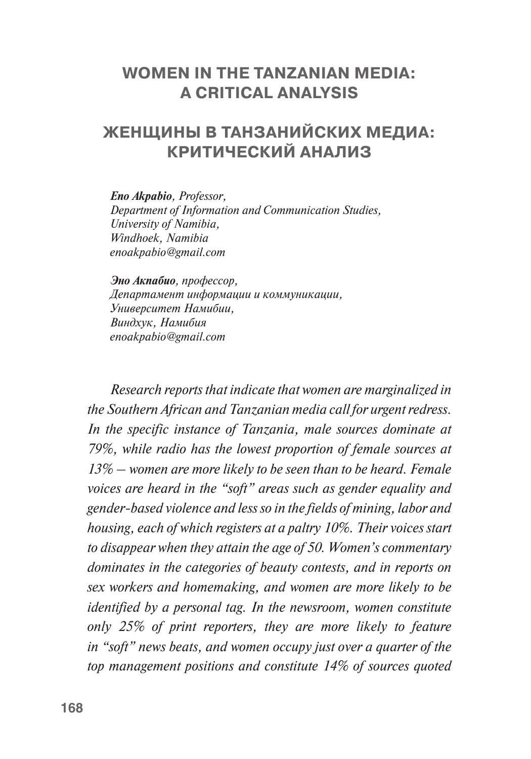# WOMEN IN THE TANZANIAN MEDIA: A CRITICAL ANALYSIS

# ЖЕНЩИНЫ В ТАНЗАНИЙСКИХ МЕДИА: КРИТИЧЕСКИЙ АНАЛИЗ

***Eno Akpabio****, Professor,*
*Department of Information and Communication Studies,*
*University of Namibia,*
*Windhoek, Namibia*
*enoakpabio@gmail.com*

***Эно Акпабио****, профессор,*
*Департамент информации и коммуникации,*
*Университет Намибии,*
*Виндхук, Намибия*
*enoakpabio@gmail.com*

*Research reports that indicate that women are marginalized in the Southern African and Tanzanian media call for urgent redress. In the specific instance of Tanzania, male sources dominate at 79%, while radio has the lowest proportion of female sources at 13% – women are more likely to be seen than to be heard. Female voices are heard in the "soft" areas such as gender equality and gender-based violence and less so in the fields of mining, labor and housing, each of which registers at a paltry 10%. Their voices start to disappear when they attain the age of 50. Women's commentary dominates in the categories of beauty contests, and in reports on sex workers and homemaking, and women are more likely to be identified by a personal tag. In the newsroom, women constitute only 25% of print reporters, they are more likely to feature in "soft" news beats, and women occupy just over a quarter of the top management positions and constitute 14% of sources quoted*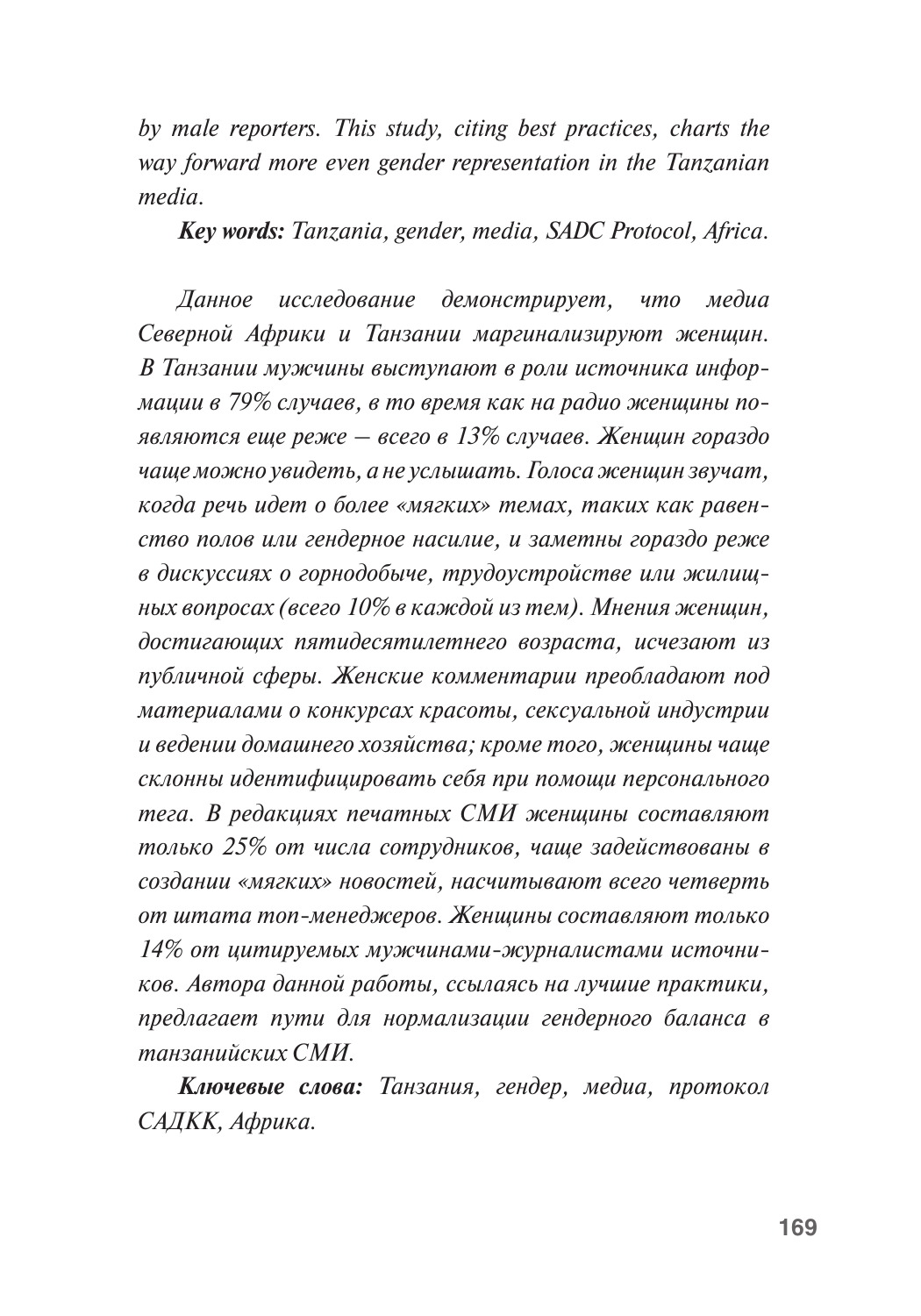*by male reporters. This study, citing best practices, charts the way forward more even gender representation in the Tanzanian media.*

***Key words:*** *Tanzania, gender, media, SADC Protocol, Africa.*

*Данное исследование демонстрирует, что медиа Северной Африки и Танзании маргинализируют женщин. В Танзании мужчины выступают в роли источника информации в 79% случаев, в то время как на радио женщины появляются еще реже – всего в 13% случаев. Женщин гораздо чаще можно увидеть, а не услышать. Голоса женщин звучат, когда речь идет о более «мягких» темах, таких как равенство полов или гендерное насилие, и заметны гораздо реже в дискуссиях о горнодобыче, трудоустройстве или жилищных вопросах (всего 10% в каждой из тем). Мнения женщин, достигающих пятидесятилетнего возраста, исчезают из публичной сферы. Женские комментарии преобладают под материалами о конкурсах красоты, сексуальной индустрии и ведении домашнего хозяйства; кроме того, женщины чаще склонны идентифицировать себя при помощи персонального тега. В редакциях печатных СМИ женщины составляют только 25% от числа сотрудников, чаще задействованы в создании «мягких» новостей, насчитывают всего четверть от штата топ-менеджеров. Женщины составляют только 14% от цитируемых мужчинами-журналистами источников. Автора данной работы, ссылаясь на лучшие практики, предлагает пути для нормализации гендерного баланса в танзанийских СМИ.*

***Ключевые слова:*** *Танзания, гендер, медиа, протокол САДКК, Африка.*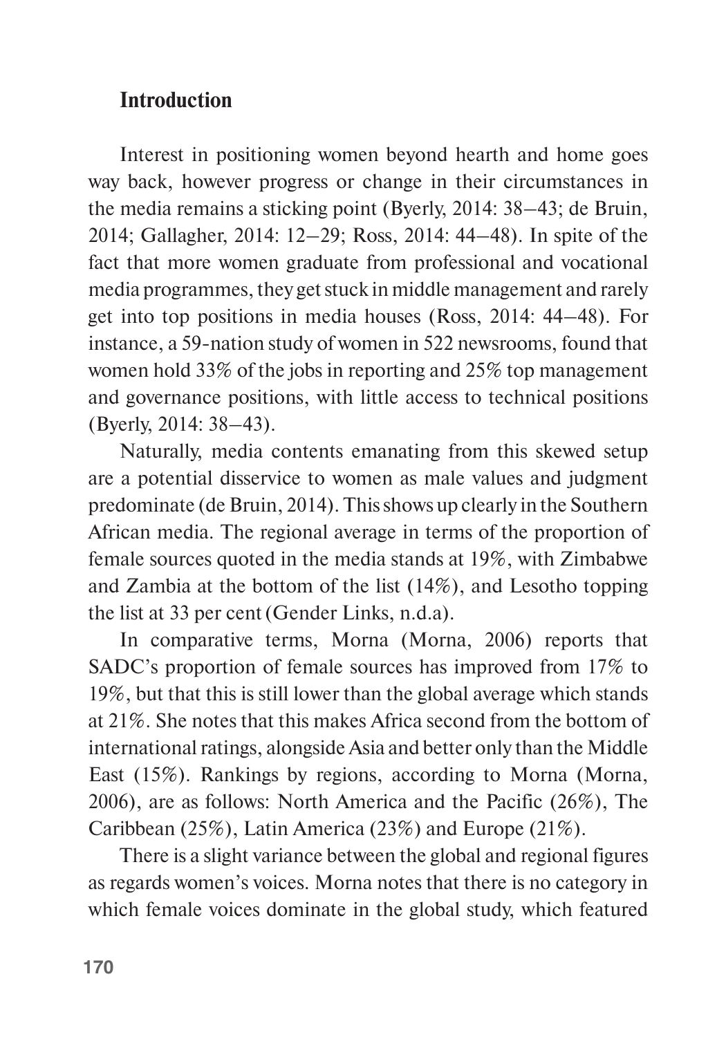## Introduction

Interest in positioning women beyond hearth and home goes way back, however progress or change in their circumstances in the media remains a sticking point (Byerly, 2014: 38–43; de Bruin, 2014; Gallagher, 2014: 12–29; Ross, 2014: 44–48). In spite of the fact that more women graduate from professional and vocational media programmes, they get stuck in middle management and rarely get into top positions in media houses (Ross, 2014: 44–48). For instance, a 59-nation study of women in 522 newsrooms, found that women hold 33% of the jobs in reporting and 25% top management and governance positions, with little access to technical positions (Byerly, 2014: 38–43).

Naturally, media contents emanating from this skewed setup are a potential disservice to women as male values and judgment predominate (de Bruin, 2014). This shows up clearly in the Southern African media. The regional average in terms of the proportion of female sources quoted in the media stands at 19%, with Zimbabwe and Zambia at the bottom of the list (14%), and Lesotho topping the list at 33 per cent (Gender Links, n.d.a).

In comparative terms, Morna (Morna, 2006) reports that SADC's proportion of female sources has improved from 17% to 19%, but that this is still lower than the global average which stands at 21%. She notes that this makes Africa second from the bottom of international ratings, alongside Asia and better only than the Middle East (15%). Rankings by regions, according to Morna (Morna, 2006), are as follows: North America and the Pacific (26%), The Caribbean (25%), Latin America (23%) and Europe (21%).

There is a slight variance between the global and regional figures as regards women's voices. Morna notes that there is no category in which female voices dominate in the global study, which featured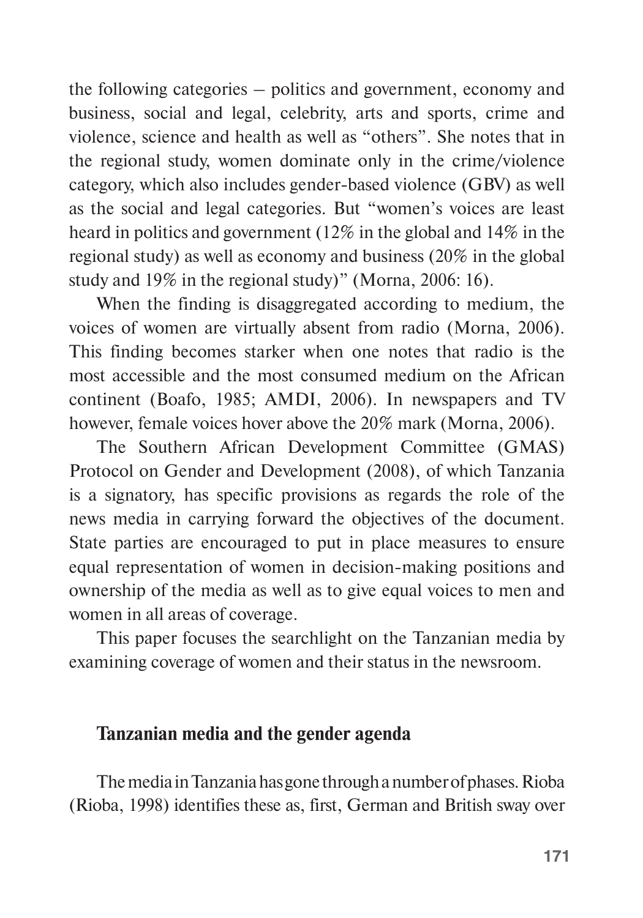the following categories – politics and government, economy and business, social and legal, celebrity, arts and sports, crime and violence, science and health as well as "others". She notes that in the regional study, women dominate only in the crime/violence category, which also includes gender-based violence (GBV) as well as the social and legal categories. But "women's voices are least heard in politics and government (12% in the global and 14% in the regional study) as well as economy and business (20% in the global study and 19% in the regional study)" (Morna, 2006: 16).

When the finding is disaggregated according to medium, the voices of women are virtually absent from radio (Morna, 2006). This finding becomes starker when one notes that radio is the most accessible and the most consumed medium on the African continent (Boafo, 1985; AMDI, 2006). In newspapers and TV however, female voices hover above the 20% mark (Morna, 2006).

The Southern African Development Committee (GMAS) Protocol on Gender and Development (2008), of which Tanzania is a signatory, has specific provisions as regards the role of the news media in carrying forward the objectives of the document. State parties are encouraged to put in place measures to ensure equal representation of women in decision-making positions and ownership of the media as well as to give equal voices to men and women in all areas of coverage.

This paper focuses the searchlight on the Tanzanian media by examining coverage of women and their status in the newsroom.

## Tanzanian media and the gender agenda

The media in Tanzania has gone through a number of phases. Rioba (Rioba, 1998) identifies these as, first, German and British sway over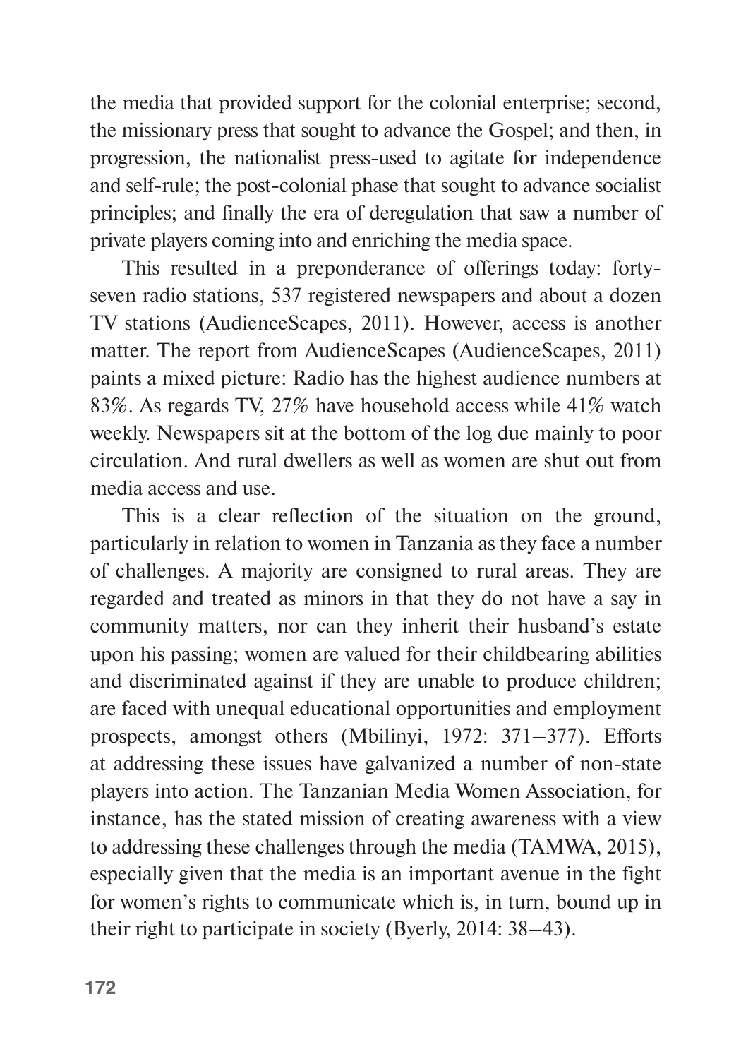the media that provided support for the colonial enterprise; second, the missionary press that sought to advance the Gospel; and then, in progression, the nationalist press-used to agitate for independence and self-rule; the post-colonial phase that sought to advance socialist principles; and finally the era of deregulation that saw a number of private players coming into and enriching the media space.

This resulted in a preponderance of offerings today: forty-seven radio stations, 537 registered newspapers and about a dozen TV stations (AudienceScapes, 2011). However, access is another matter. The report from AudienceScapes (AudienceScapes, 2011) paints a mixed picture: Radio has the highest audience numbers at 83%. As regards TV, 27% have household access while 41% watch weekly. Newspapers sit at the bottom of the log due mainly to poor circulation. And rural dwellers as well as women are shut out from media access and use.

This is a clear reflection of the situation on the ground, particularly in relation to women in Tanzania as they face a number of challenges. A majority are consigned to rural areas. They are regarded and treated as minors in that they do not have a say in community matters, nor can they inherit their husband's estate upon his passing; women are valued for their childbearing abilities and discriminated against if they are unable to produce children; are faced with unequal educational opportunities and employment prospects, amongst others (Mbilinyi, 1972: 371–377). Efforts at addressing these issues have galvanized a number of non-state players into action. The Tanzanian Media Women Association, for instance, has the stated mission of creating awareness with a view to addressing these challenges through the media (TAMWA, 2015), especially given that the media is an important avenue in the fight for women's rights to communicate which is, in turn, bound up in their right to participate in society (Byerly, 2014: 38–43).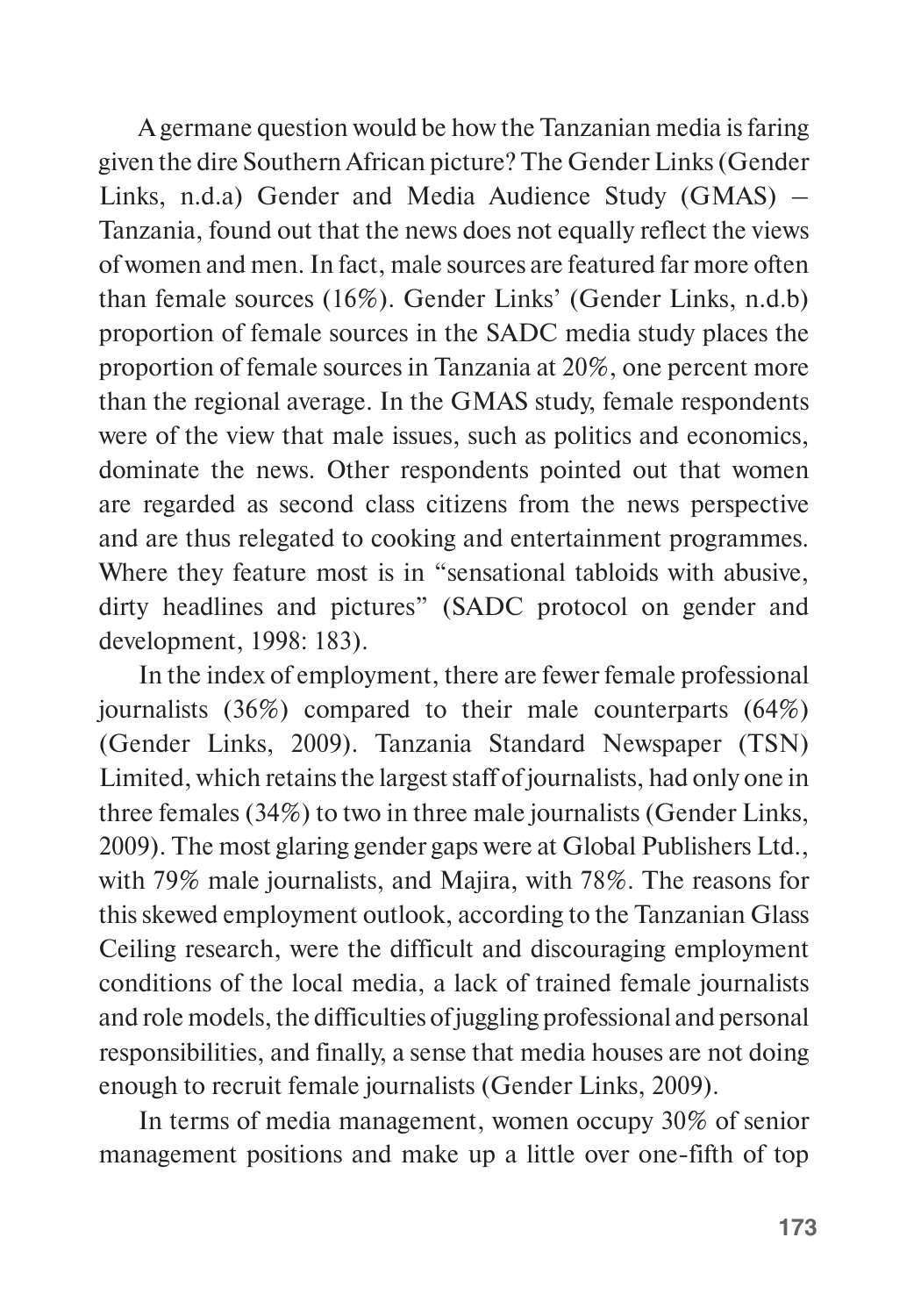A germane question would be how the Tanzanian media is faring given the dire Southern African picture? The Gender Links (Gender Links, n.d.a) Gender and Media Audience Study (GMAS) – Tanzania, found out that the news does not equally reflect the views of women and men. In fact, male sources are featured far more often than female sources (16%). Gender Links' (Gender Links, n.d.b) proportion of female sources in the SADC media study places the proportion of female sources in Tanzania at 20%, one percent more than the regional average. In the GMAS study, female respondents were of the view that male issues, such as politics and economics, dominate the news. Other respondents pointed out that women are regarded as second class citizens from the news perspective and are thus relegated to cooking and entertainment programmes. Where they feature most is in "sensational tabloids with abusive, dirty headlines and pictures" (SADC protocol on gender and development, 1998: 183).

In the index of employment, there are fewer female professional journalists (36%) compared to their male counterparts (64%) (Gender Links, 2009). Tanzania Standard Newspaper (TSN) Limited, which retains the largest staff of journalists, had only one in three females (34%) to two in three male journalists (Gender Links, 2009). The most glaring gender gaps were at Global Publishers Ltd., with 79% male journalists, and Majira, with 78%. The reasons for this skewed employment outlook, according to the Tanzanian Glass Ceiling research, were the difficult and discouraging employment conditions of the local media, a lack of trained female journalists and role models, the difficulties of juggling professional and personal responsibilities, and finally, a sense that media houses are not doing enough to recruit female journalists (Gender Links, 2009).

In terms of media management, women occupy 30% of senior management positions and make up a little over one-fifth of top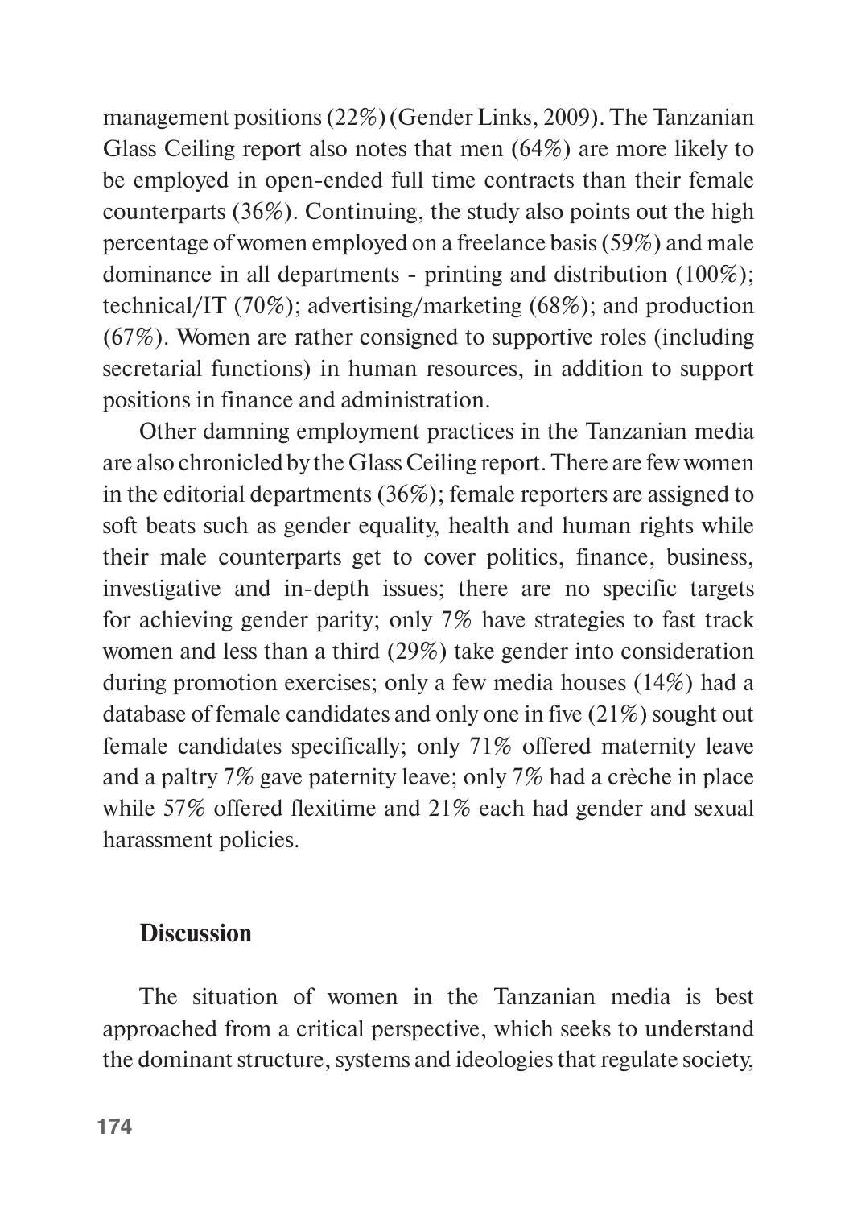management positions (22%) (Gender Links, 2009). The Tanzanian Glass Ceiling report also notes that men (64%) are more likely to be employed in open-ended full time contracts than their female counterparts (36%). Continuing, the study also points out the high percentage of women employed on a freelance basis (59%) and male dominance in all departments - printing and distribution (100%); technical/IT (70%); advertising/marketing (68%); and production (67%). Women are rather consigned to supportive roles (including secretarial functions) in human resources, in addition to support positions in finance and administration.

Other damning employment practices in the Tanzanian media are also chronicled by the Glass Ceiling report. There are few women in the editorial departments (36%); female reporters are assigned to soft beats such as gender equality, health and human rights while their male counterparts get to cover politics, finance, business, investigative and in-depth issues; there are no specific targets for achieving gender parity; only 7% have strategies to fast track women and less than a third (29%) take gender into consideration during promotion exercises; only a few media houses (14%) had a database of female candidates and only one in five (21%) sought out female candidates specifically; only 71% offered maternity leave and a paltry 7% gave paternity leave; only 7% had a crèche in place while 57% offered flexitime and 21% each had gender and sexual harassment policies.

## Discussion

The situation of women in the Tanzanian media is best approached from a critical perspective, which seeks to understand the dominant structure, systems and ideologies that regulate society,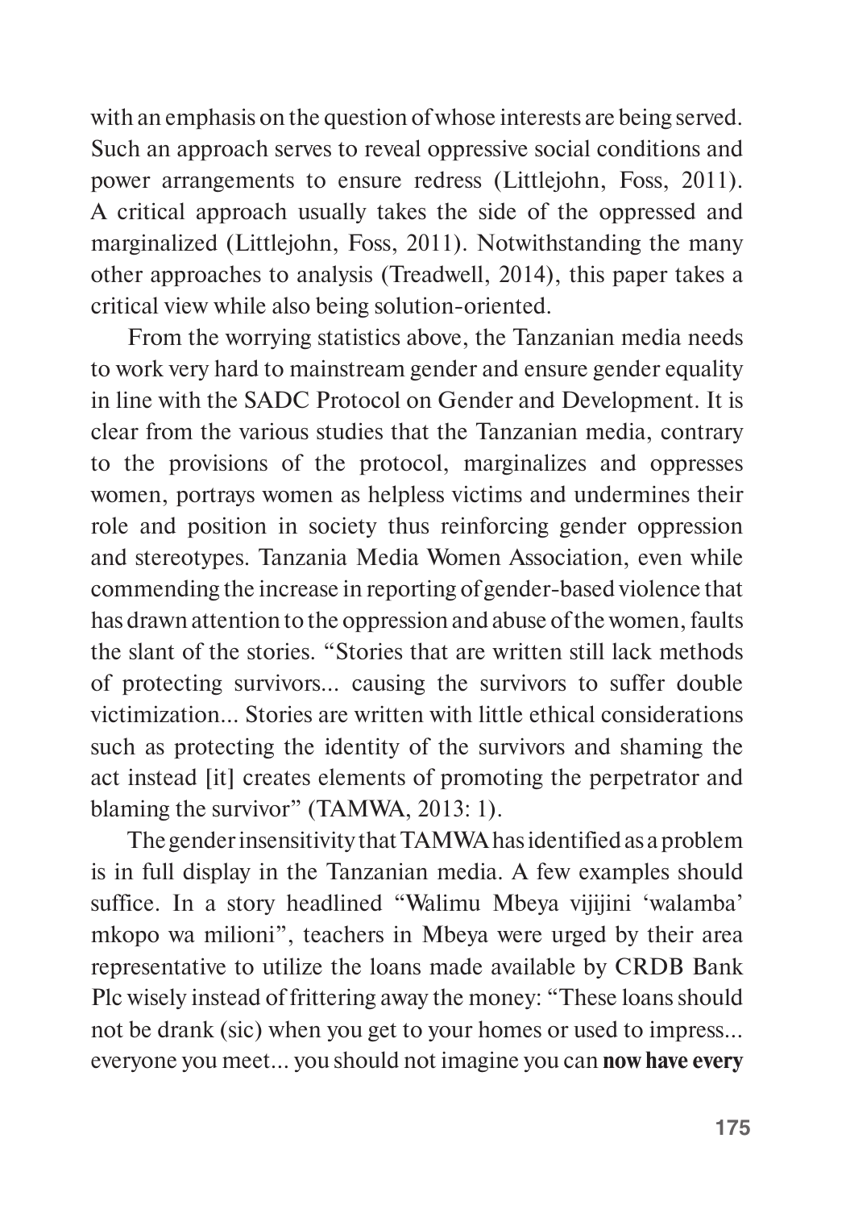with an emphasis on the question of whose interests are being served. Such an approach serves to reveal oppressive social conditions and power arrangements to ensure redress (Littlejohn, Foss, 2011). A critical approach usually takes the side of the oppressed and marginalized (Littlejohn, Foss, 2011). Notwithstanding the many other approaches to analysis (Treadwell, 2014), this paper takes a critical view while also being solution-oriented.

From the worrying statistics above, the Tanzanian media needs to work very hard to mainstream gender and ensure gender equality in line with the SADC Protocol on Gender and Development. It is clear from the various studies that the Tanzanian media, contrary to the provisions of the protocol, marginalizes and oppresses women, portrays women as helpless victims and undermines their role and position in society thus reinforcing gender oppression and stereotypes. Tanzania Media Women Association, even while commending the increase in reporting of gender-based violence that has drawn attention to the oppression and abuse of the women, faults the slant of the stories. "Stories that are written still lack methods of protecting survivors... causing the survivors to suffer double victimization... Stories are written with little ethical considerations such as protecting the identity of the survivors and shaming the act instead [it] creates elements of promoting the perpetrator and blaming the survivor" (TAMWA, 2013: 1).

The gender insensitivity that TAMWA has identified as a problem is in full display in the Tanzanian media. A few examples should suffice. In a story headlined "Walimu Mbeya vijijini 'walamba' mkopo wa milioni", teachers in Mbeya were urged by their area representative to utilize the loans made available by CRDB Bank Plc wisely instead of frittering away the money: "These loans should not be drank (sic) when you get to your homes or used to impress... everyone you meet... you should not imagine you can **now have every**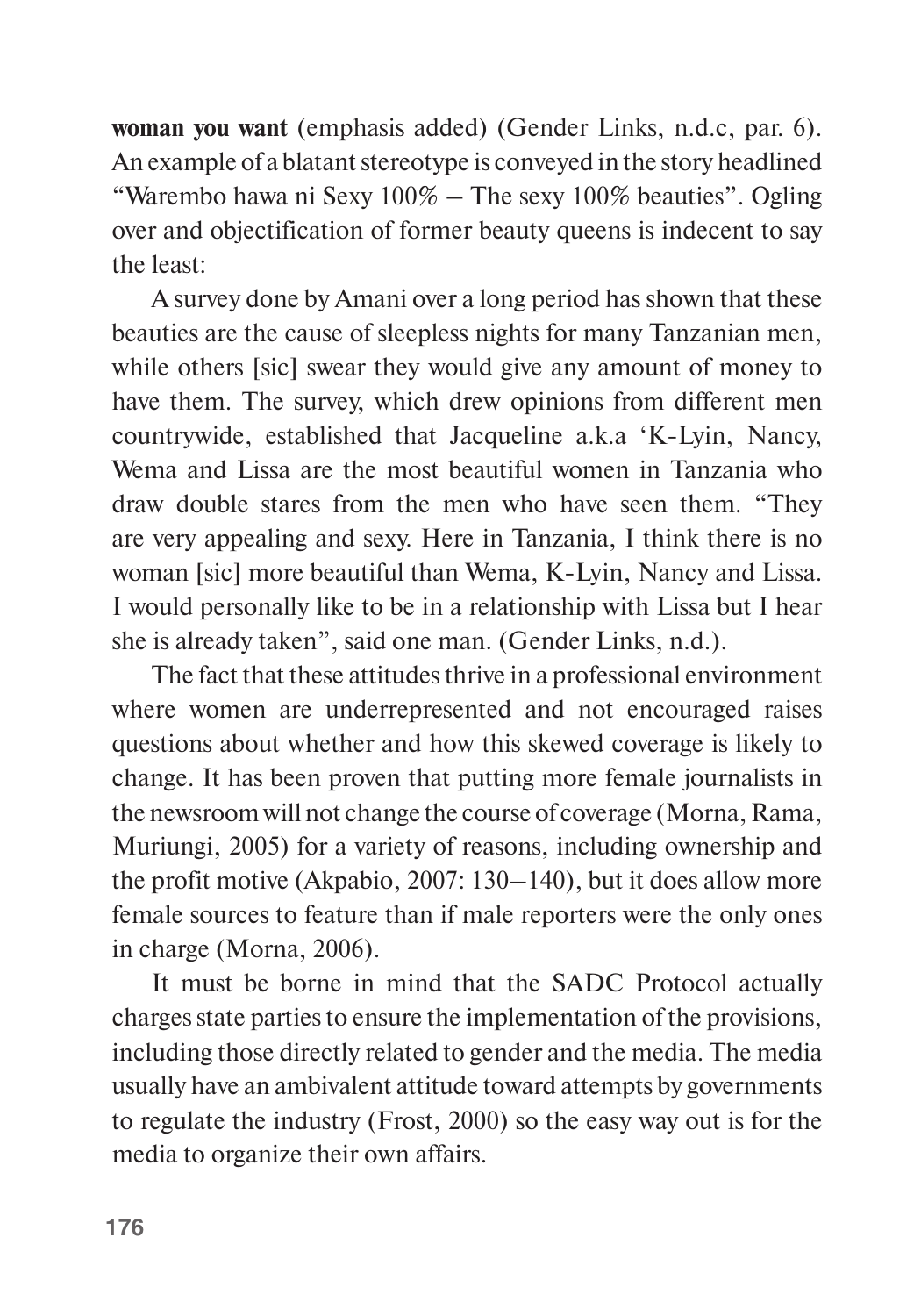**woman you want** (emphasis added) (Gender Links, n.d.c, par. 6). An example of a blatant stereotype is conveyed in the story headlined "Warembo hawa ni Sexy 100% – The sexy 100% beauties". Ogling over and objectification of former beauty queens is indecent to say the least:

A survey done by Amani over a long period has shown that these beauties are the cause of sleepless nights for many Tanzanian men, while others [sic] swear they would give any amount of money to have them. The survey, which drew opinions from different men countrywide, established that Jacqueline a.k.a 'K-Lyin, Nancy, Wema and Lissa are the most beautiful women in Tanzania who draw double stares from the men who have seen them. "They are very appealing and sexy. Here in Tanzania, I think there is no woman [sic] more beautiful than Wema, K-Lyin, Nancy and Lissa. I would personally like to be in a relationship with Lissa but I hear she is already taken", said one man. (Gender Links, n.d.).

The fact that these attitudes thrive in a professional environment where women are underrepresented and not encouraged raises questions about whether and how this skewed coverage is likely to change. It has been proven that putting more female journalists in the newsroom will not change the course of coverage (Morna, Rama, Muriungi, 2005) for a variety of reasons, including ownership and the profit motive (Akpabio, 2007: 130–140), but it does allow more female sources to feature than if male reporters were the only ones in charge (Morna, 2006).

It must be borne in mind that the SADC Protocol actually charges state parties to ensure the implementation of the provisions, including those directly related to gender and the media. The media usually have an ambivalent attitude toward attempts by governments to regulate the industry (Frost, 2000) so the easy way out is for the media to organize their own affairs.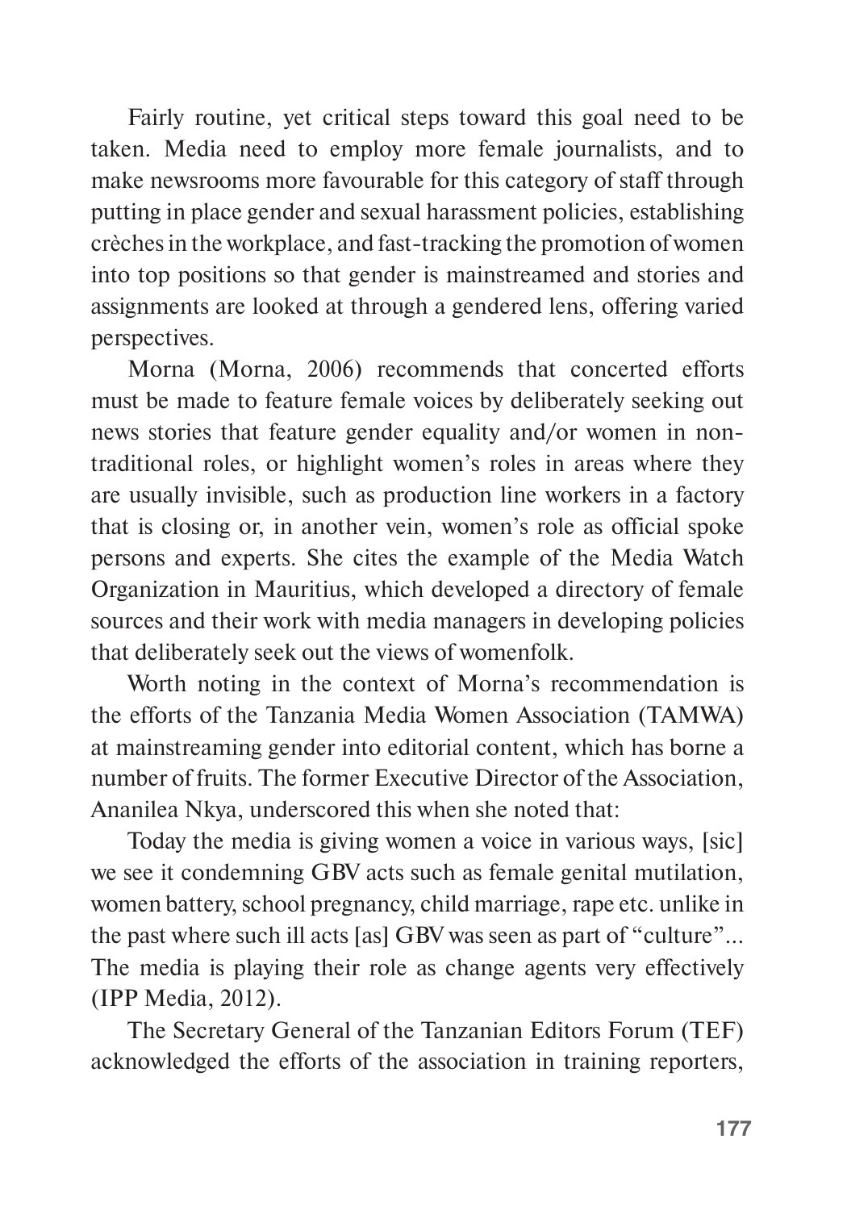Fairly routine, yet critical steps toward this goal need to be taken. Media need to employ more female journalists, and to make newsrooms more favourable for this category of staff through putting in place gender and sexual harassment policies, establishing crèches in the workplace, and fast-tracking the promotion of women into top positions so that gender is mainstreamed and stories and assignments are looked at through a gendered lens, offering varied perspectives.

Morna (Morna, 2006) recommends that concerted efforts must be made to feature female voices by deliberately seeking out news stories that feature gender equality and/or women in non-traditional roles, or highlight women's roles in areas where they are usually invisible, such as production line workers in a factory that is closing or, in another vein, women's role as official spoke persons and experts. She cites the example of the Media Watch Organization in Mauritius, which developed a directory of female sources and their work with media managers in developing policies that deliberately seek out the views of womenfolk.

Worth noting in the context of Morna's recommendation is the efforts of the Tanzania Media Women Association (TAMWA) at mainstreaming gender into editorial content, which has borne a number of fruits. The former Executive Director of the Association, Ananilea Nkya, underscored this when she noted that:

Today the media is giving women a voice in various ways, [sic] we see it condemning GBV acts such as female genital mutilation, women battery, school pregnancy, child marriage, rape etc. unlike in the past where such ill acts [as] GBV was seen as part of "culture"... The media is playing their role as change agents very effectively (IPP Media, 2012).

The Secretary General of the Tanzanian Editors Forum (TEF) acknowledged the efforts of the association in training reporters,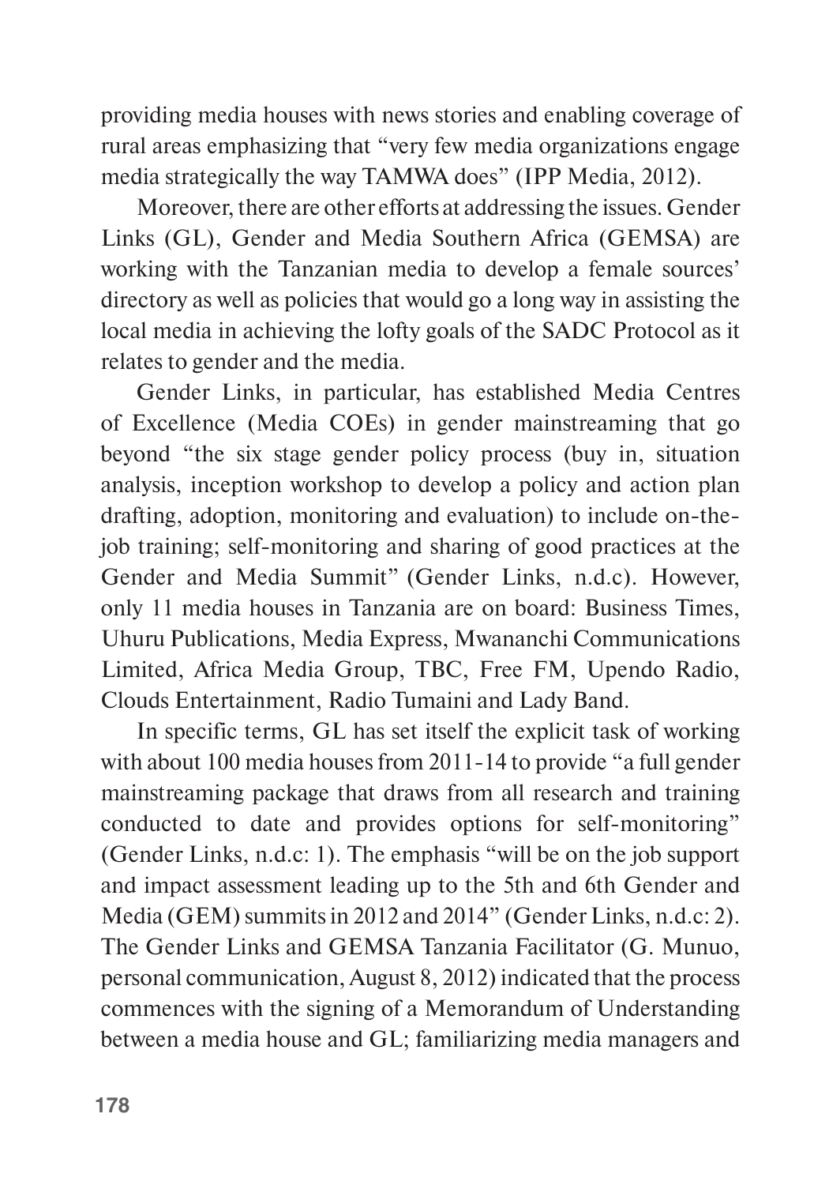providing media houses with news stories and enabling coverage of rural areas emphasizing that "very few media organizations engage media strategically the way TAMWA does" (IPP Media, 2012).

Moreover, there are other efforts at addressing the issues. Gender Links (GL), Gender and Media Southern Africa (GEMSA) are working with the Tanzanian media to develop a female sources' directory as well as policies that would go a long way in assisting the local media in achieving the lofty goals of the SADC Protocol as it relates to gender and the media.

Gender Links, in particular, has established Media Centres of Excellence (Media COEs) in gender mainstreaming that go beyond "the six stage gender policy process (buy in, situation analysis, inception workshop to develop a policy and action plan drafting, adoption, monitoring and evaluation) to include on-the-job training; self-monitoring and sharing of good practices at the Gender and Media Summit" (Gender Links, n.d.c). However, only 11 media houses in Tanzania are on board: Business Times, Uhuru Publications, Media Express, Mwananchi Communications Limited, Africa Media Group, TBC, Free FM, Upendo Radio, Clouds Entertainment, Radio Tumaini and Lady Band.

In specific terms, GL has set itself the explicit task of working with about 100 media houses from 2011-14 to provide "a full gender mainstreaming package that draws from all research and training conducted to date and provides options for self-monitoring" (Gender Links, n.d.c: 1). The emphasis "will be on the job support and impact assessment leading up to the 5th and 6th Gender and Media (GEM) summits in 2012 and 2014" (Gender Links, n.d.c: 2). The Gender Links and GEMSA Tanzania Facilitator (G. Munuo, personal communication, August 8, 2012) indicated that the process commences with the signing of a Memorandum of Understanding between a media house and GL; familiarizing media managers and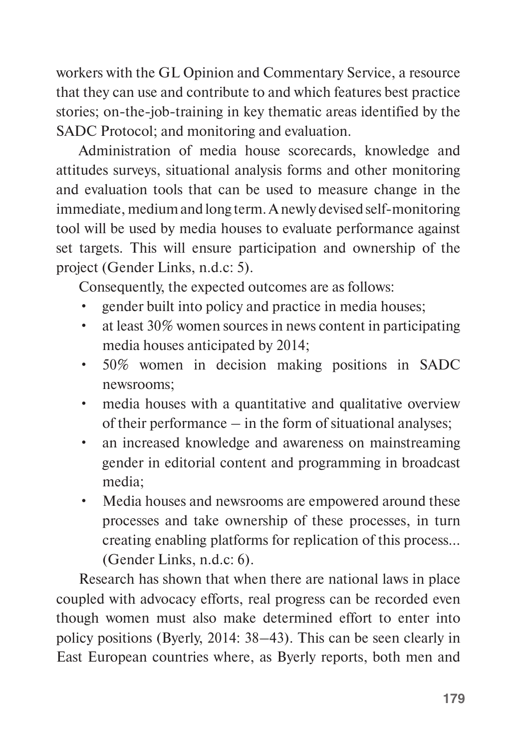workers with the GL Opinion and Commentary Service, a resource that they can use and contribute to and which features best practice stories; on-the-job-training in key thematic areas identified by the SADC Protocol; and monitoring and evaluation.

Administration of media house scorecards, knowledge and attitudes surveys, situational analysis forms and other monitoring and evaluation tools that can be used to measure change in the immediate, medium and long term. A newly devised self-monitoring tool will be used by media houses to evaluate performance against set targets. This will ensure participation and ownership of the project (Gender Links, n.d.c: 5).

Consequently, the expected outcomes are as follows:

- gender built into policy and practice in media houses;
- at least 30% women sources in news content in participating media houses anticipated by 2014;
- 50% women in decision making positions in SADC newsrooms;
- media houses with a quantitative and qualitative overview of their performance – in the form of situational analyses;
- an increased knowledge and awareness on mainstreaming gender in editorial content and programming in broadcast media;
- Media houses and newsrooms are empowered around these processes and take ownership of these processes, in turn creating enabling platforms for replication of this process... (Gender Links, n.d.c: 6).

Research has shown that when there are national laws in place coupled with advocacy efforts, real progress can be recorded even though women must also make determined effort to enter into policy positions (Byerly, 2014: 38–43). This can be seen clearly in East European countries where, as Byerly reports, both men and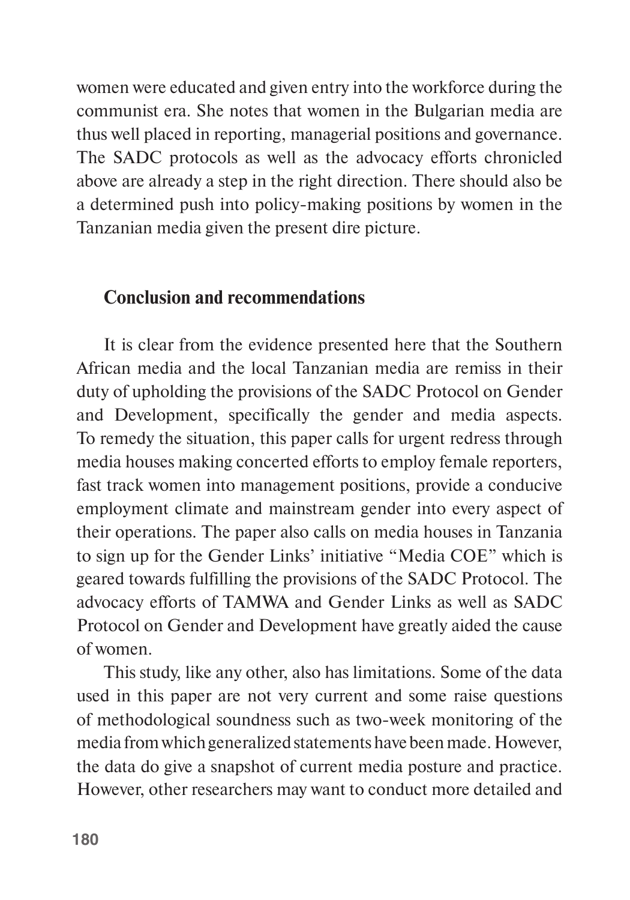women were educated and given entry into the workforce during the communist era. She notes that women in the Bulgarian media are thus well placed in reporting, managerial positions and governance. The SADC protocols as well as the advocacy efforts chronicled above are already a step in the right direction. There should also be a determined push into policy-making positions by women in the Tanzanian media given the present dire picture.

## Conclusion and recommendations

It is clear from the evidence presented here that the Southern African media and the local Tanzanian media are remiss in their duty of upholding the provisions of the SADC Protocol on Gender and Development, specifically the gender and media aspects. To remedy the situation, this paper calls for urgent redress through media houses making concerted efforts to employ female reporters, fast track women into management positions, provide a conducive employment climate and mainstream gender into every aspect of their operations. The paper also calls on media houses in Tanzania to sign up for the Gender Links' initiative "Media COE" which is geared towards fulfilling the provisions of the SADC Protocol. The advocacy efforts of TAMWA and Gender Links as well as SADC Protocol on Gender and Development have greatly aided the cause of women.

This study, like any other, also has limitations. Some of the data used in this paper are not very current and some raise questions of methodological soundness such as two-week monitoring of the media from which generalized statements have been made. However, the data do give a snapshot of current media posture and practice. However, other researchers may want to conduct more detailed and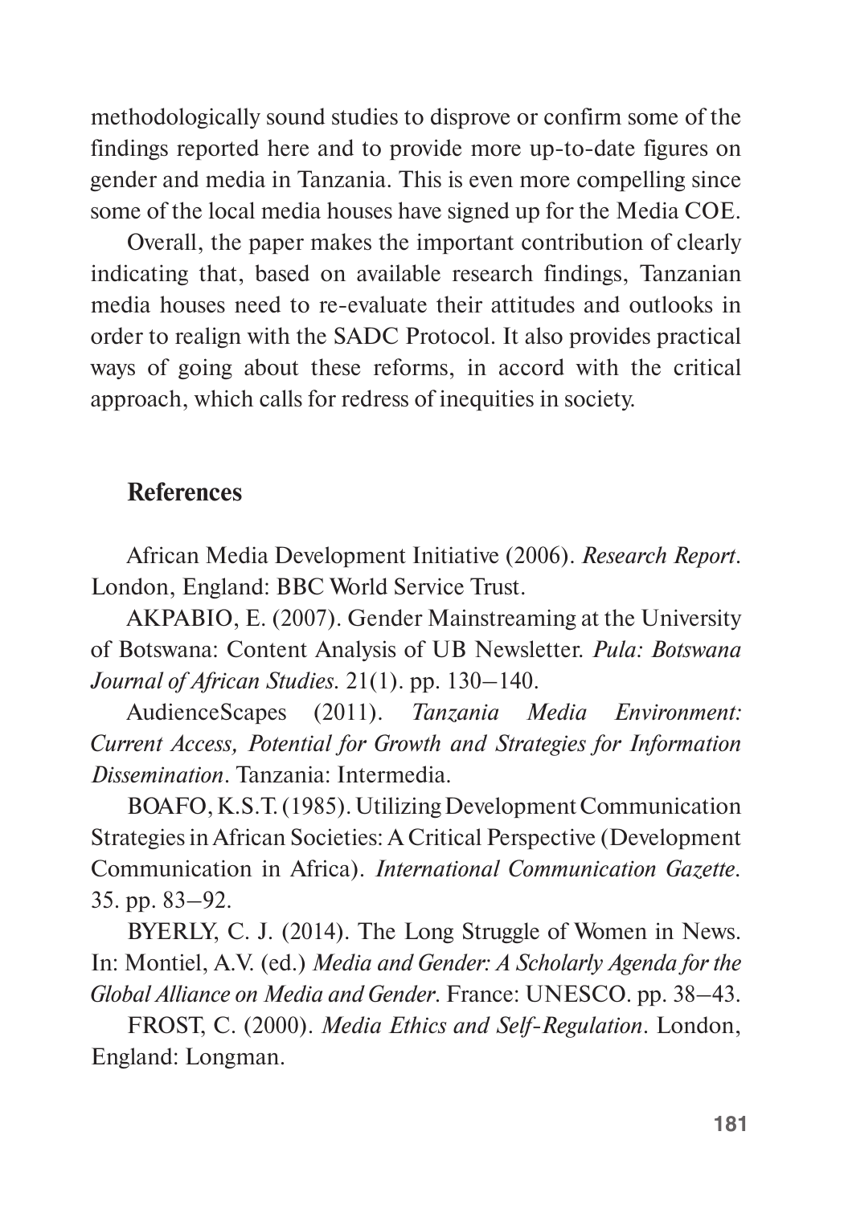methodologically sound studies to disprove or confirm some of the findings reported here and to provide more up-to-date figures on gender and media in Tanzania. This is even more compelling since some of the local media houses have signed up for the Media COE.

Overall, the paper makes the important contribution of clearly indicating that, based on available research findings, Tanzanian media houses need to re-evaluate their attitudes and outlooks in order to realign with the SADC Protocol. It also provides practical ways of going about these reforms, in accord with the critical approach, which calls for redress of inequities in society.

## References

African Media Development Initiative (2006). *Research Report*. London, England: BBC World Service Trust.

AKPABIO, E. (2007). Gender Mainstreaming at the University of Botswana: Content Analysis of UB Newsletter. *Pula: Botswana Journal of African Studies*. 21(1). pp. 130–140.

AudienceScapes (2011). *Tanzania Media Environment: Current Access, Potential for Growth and Strategies for Information Dissemination*. Tanzania: Intermedia.

BOAFO, K.S.T. (1985). Utilizing Development Communication Strategies in African Societies: A Critical Perspective (Development Communication in Africa). *International Communication Gazette*. 35. pp. 83–92.

BYERLY, C. J. (2014). The Long Struggle of Women in News. In: Montiel, A.V. (ed.) *Media and Gender: A Scholarly Agenda for the Global Alliance on Media and Gender*. France: UNESCO. pp. 38–43.

FROST, C. (2000). *Media Ethics and Self-Regulation*. London, England: Longman.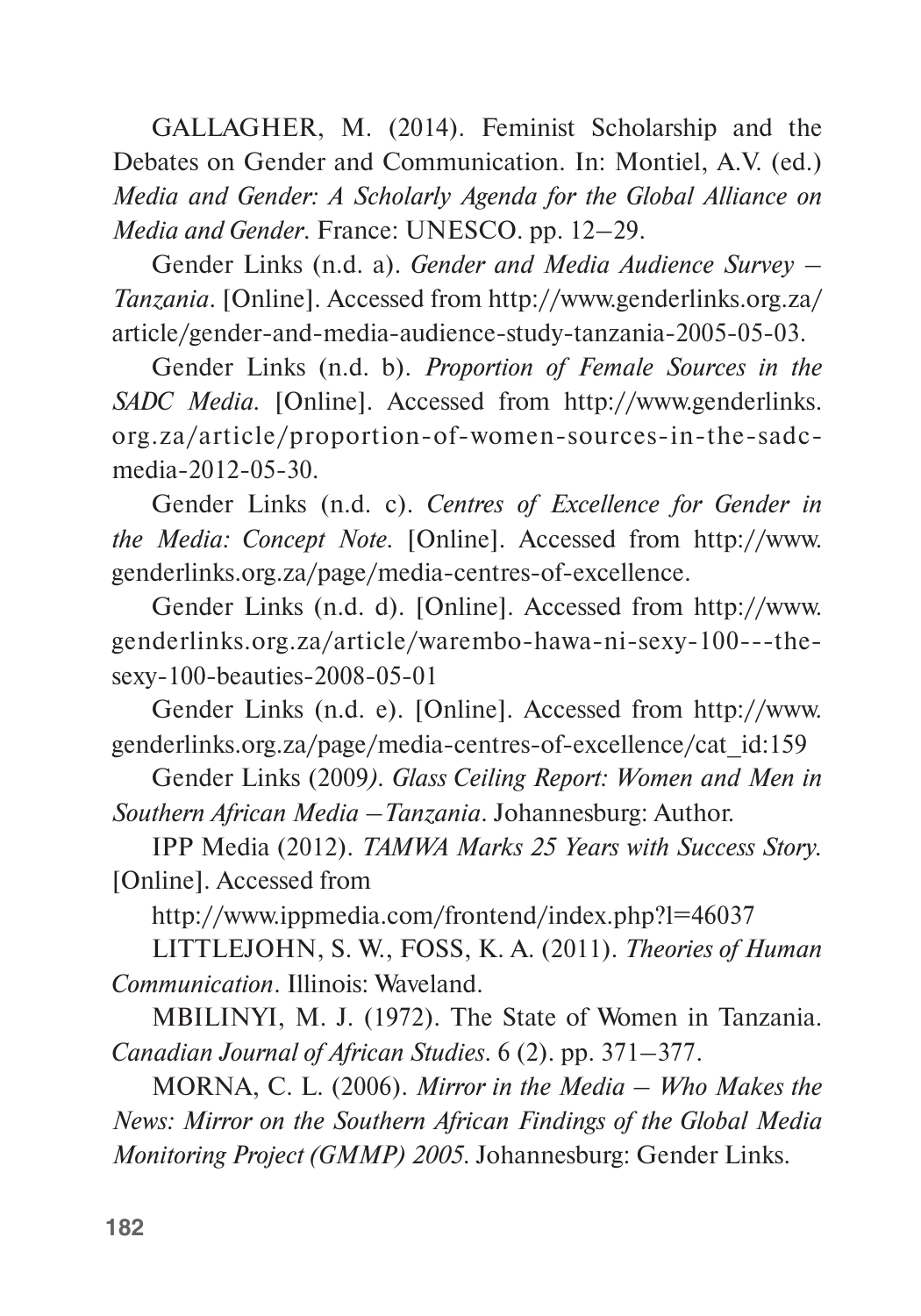GALLAGHER, M. (2014). Feminist Scholarship and the Debates on Gender and Communication. In: Montiel, A.V. (ed.) *Media and Gender: A Scholarly Agenda for the Global Alliance on Media and Gender*. France: UNESCO. pp. 12–29.

Gender Links (n.d. a). *Gender and Media Audience Survey – Tanzania*. [Online]. Accessed from http://www.genderlinks.org.za/article/gender-and-media-audience-study-tanzania-2005-05-03.

Gender Links (n.d. b). *Proportion of Female Sources in the SADC Media*. [Online]. Accessed from http://www.genderlinks.org.za/article/proportion-of-women-sources-in-the-sadc-media-2012-05-30.

Gender Links (n.d. c). *Centres of Excellence for Gender in the Media: Concept Note*. [Online]. Accessed from http://www.genderlinks.org.za/page/media-centres-of-excellence.

Gender Links (n.d. d). [Online]. Accessed from http://www.genderlinks.org.za/article/warembo-hawa-ni-sexy-100---the-sexy-100-beauties-2008-05-01

Gender Links (n.d. e). [Online]. Accessed from http://www.genderlinks.org.za/page/media-centres-of-excellence/cat_id:159

Gender Links (2009). *Glass Ceiling Report: Women and Men in Southern African Media – Tanzania*. Johannesburg: Author.

IPP Media (2012). *TAMWA Marks 25 Years with Success Story*. [Online]. Accessed from

http://www.ippmedia.com/frontend/index.php?l=46037

LITTLEJOHN, S. W., FOSS, K. A. (2011). *Theories of Human Communication*. Illinois: Waveland.

MBILINYI, M. J. (1972). The State of Women in Tanzania. *Canadian Journal of African Studies*. 6 (2). pp. 371–377.

MORNA, C. L. (2006). *Mirror in the Media – Who Makes the News: Mirror on the Southern African Findings of the Global Media Monitoring Project (GMMP) 2005*. Johannesburg: Gender Links.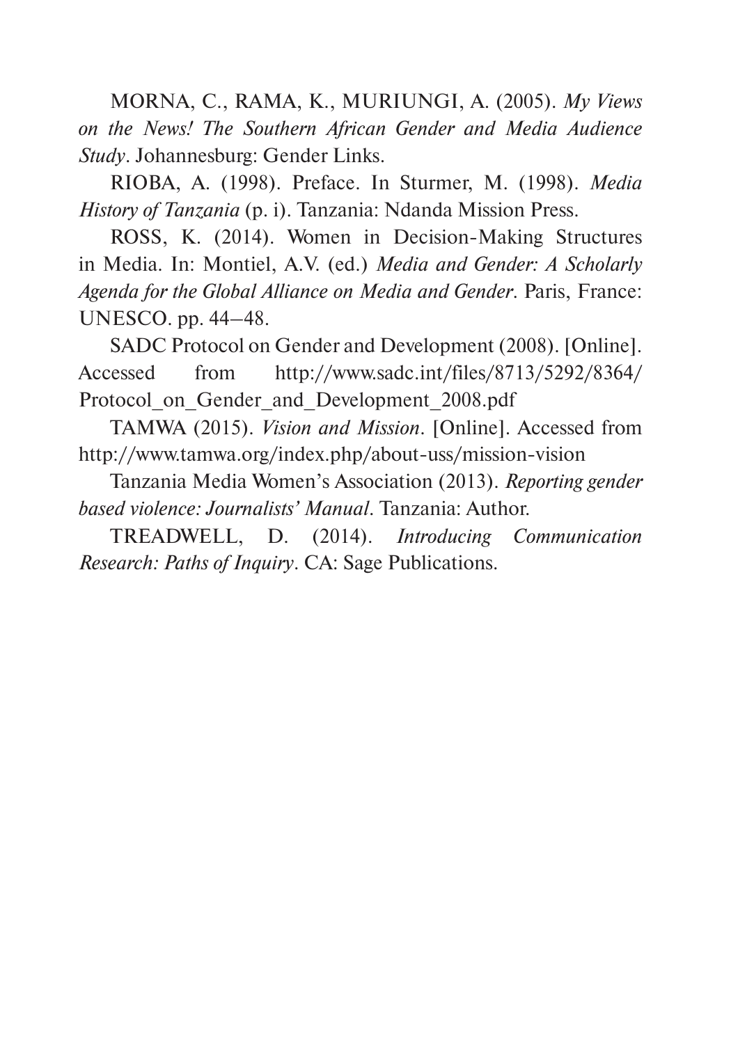MORNA, C., RAMA, K., MURIUNGI, A. (2005). *My Views on the News! The Southern African Gender and Media Audience Study*. Johannesburg: Gender Links.

RIOBA, A. (1998). Preface. In Sturmer, M. (1998). *Media History of Tanzania* (p. i). Tanzania: Ndanda Mission Press.

ROSS, K. (2014). Women in Decision-Making Structures in Media. In: Montiel, A.V. (ed.) *Media and Gender: A Scholarly Agenda for the Global Alliance on Media and Gender*. Paris, France: UNESCO. pp. 44–48.

SADC Protocol on Gender and Development (2008). [Online]. Accessed from http://www.sadc.int/files/8713/5292/8364/Protocol_on_Gender_and_Development_2008.pdf

TAMWA (2015). *Vision and Mission*. [Online]. Accessed from http://www.tamwa.org/index.php/about-uss/mission-vision

Tanzania Media Women's Association (2013). *Reporting gender based violence: Journalists' Manual*. Tanzania: Author.

TREADWELL, D. (2014). *Introducing Communication Research: Paths of Inquiry*. CA: Sage Publications.